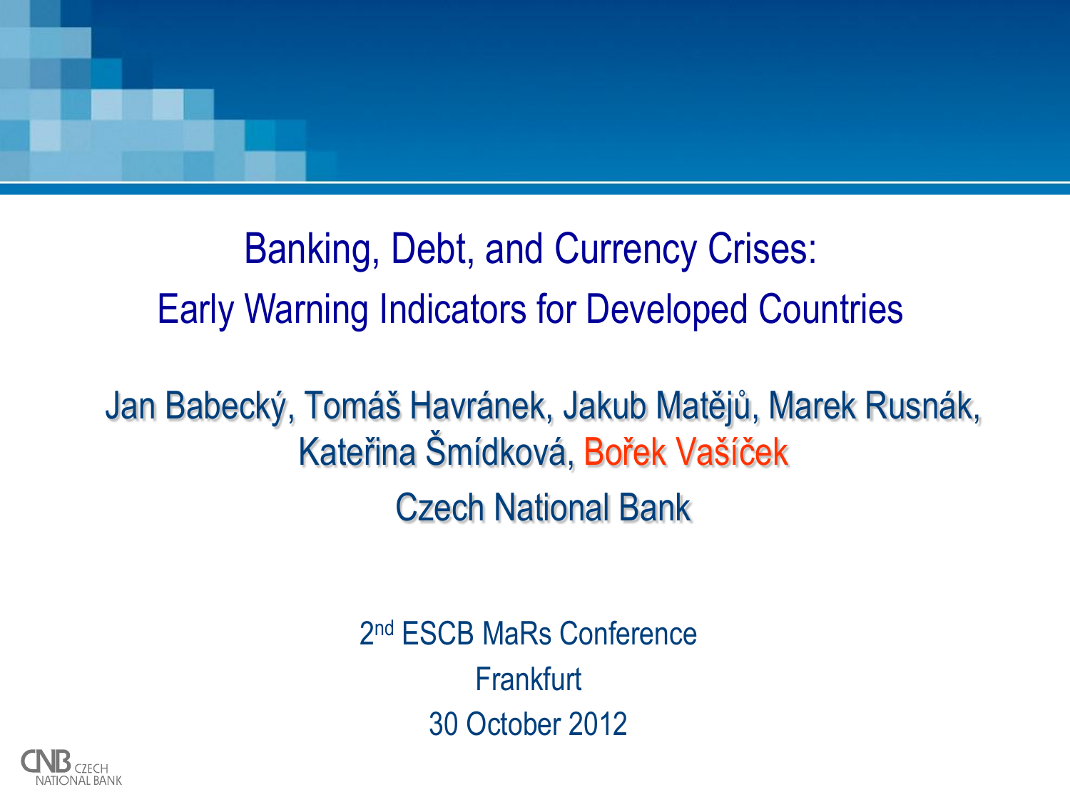# Banking, Debt, and Currency Crises: Early Warning Indicators for Developed Countries

Jan Babecký, Tomáš Havránek, Jakub Matějů, Marek Rusnák, Kateřina Šmídková, Bořek Vašíček

Czech National Bank

2nd ESCB MaRs Conference

Frankfurt

30 October 2012

CNB CZECH NATIONAL BANK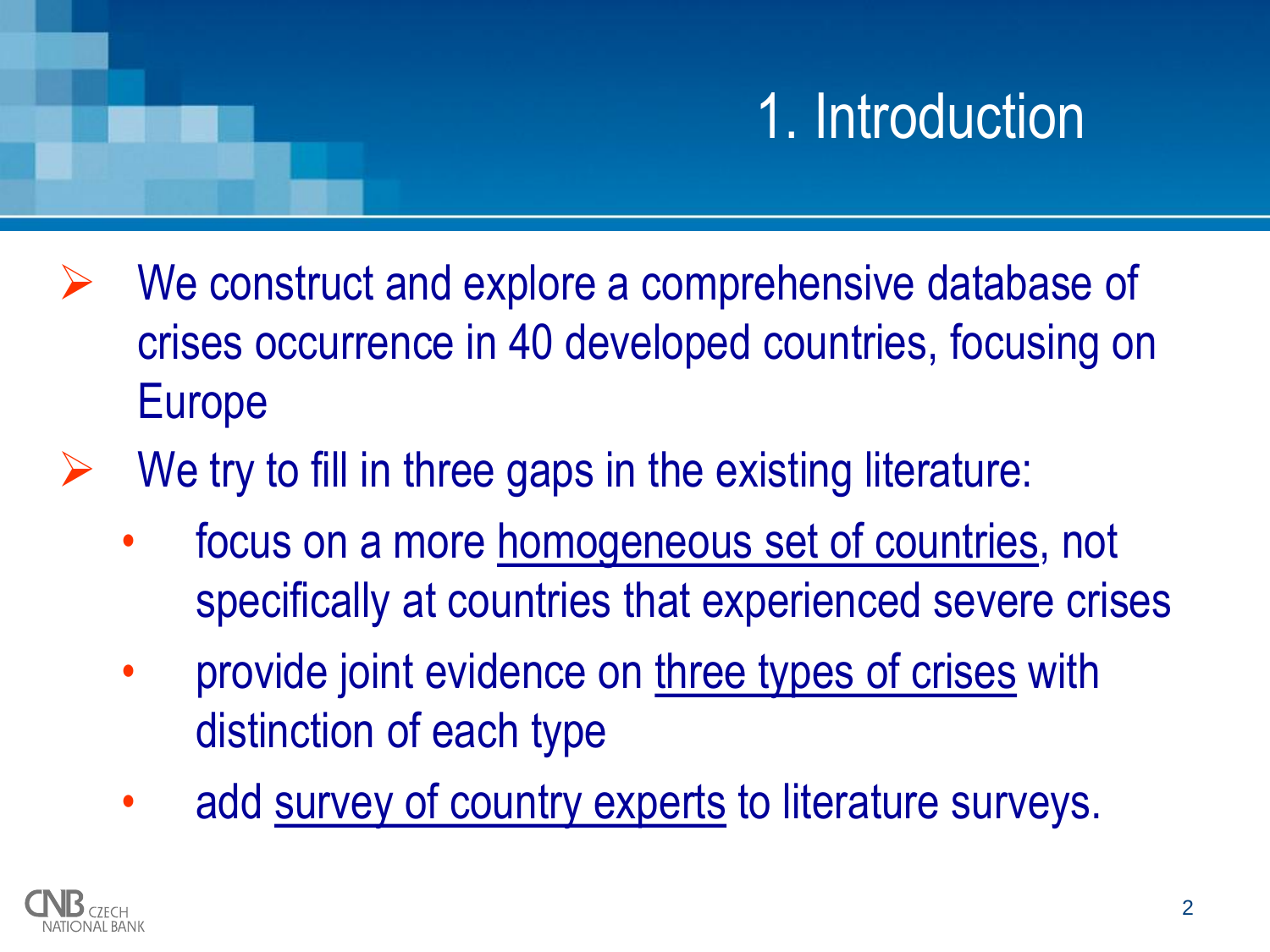# 1. Introduction

- We construct and explore a comprehensive database of crises occurrence in 40 developed countries, focusing on Europe
- We try to fill in three gaps in the existing literature:
  - focus on a more <u>homogeneous set of countries</u>, not specifically at countries that experienced severe crises
  - provide joint evidence on <u>three types of crises</u> with distinction of each type
  - add <u>survey of country experts</u> to literature surveys.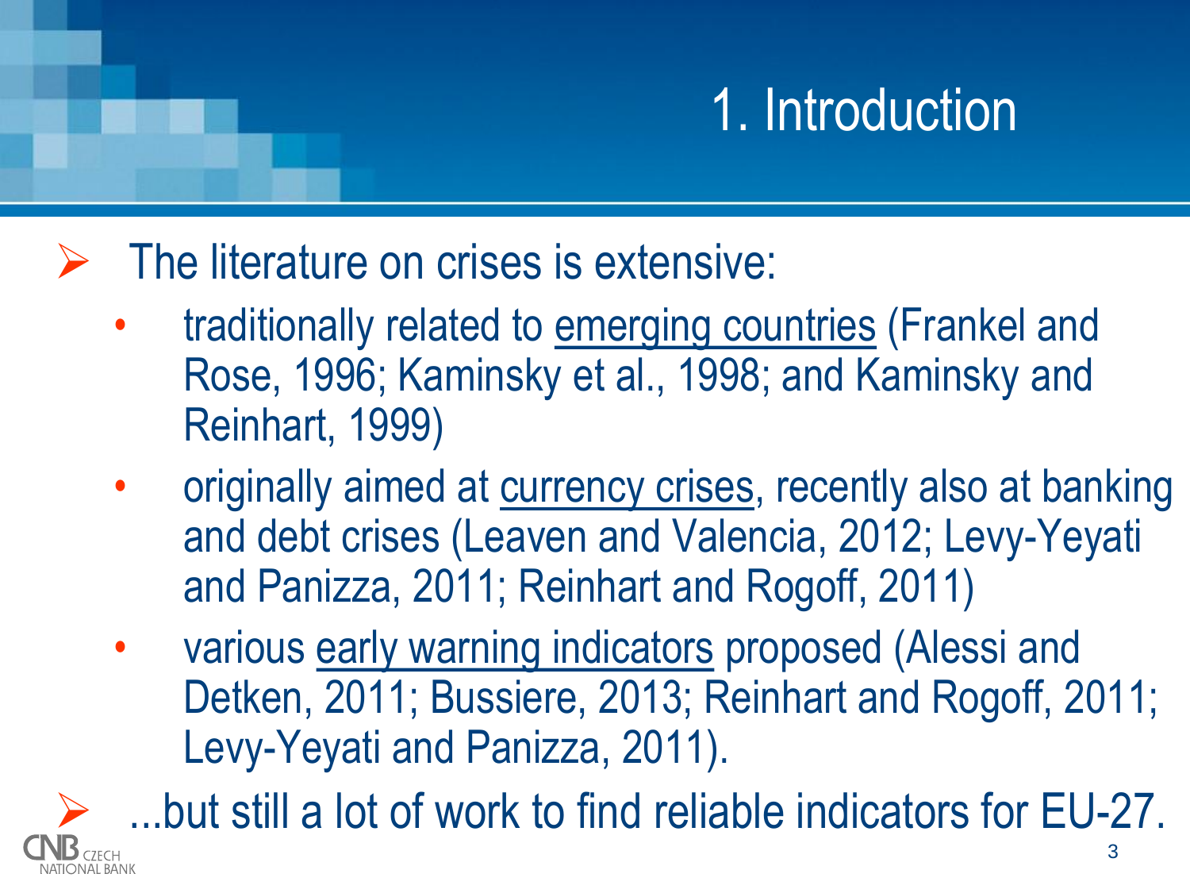# 1. Introduction

- The literature on crises is extensive:
  - traditionally related to <u>emerging countries</u> (Frankel and Rose, 1996; Kaminsky et al., 1998; and Kaminsky and Reinhart, 1999)
  - originally aimed at <u>currency crises</u>, recently also at banking and debt crises (Leaven and Valencia, 2012; Levy-Yeyati and Panizza, 2011; Reinhart and Rogoff, 2011)
  - various <u>early warning indicators</u> proposed (Alessi and Detken, 2011; Bussiere, 2013; Reinhart and Rogoff, 2011; Levy-Yeyati and Panizza, 2011).
- ...but still a lot of work to find reliable indicators for EU-27.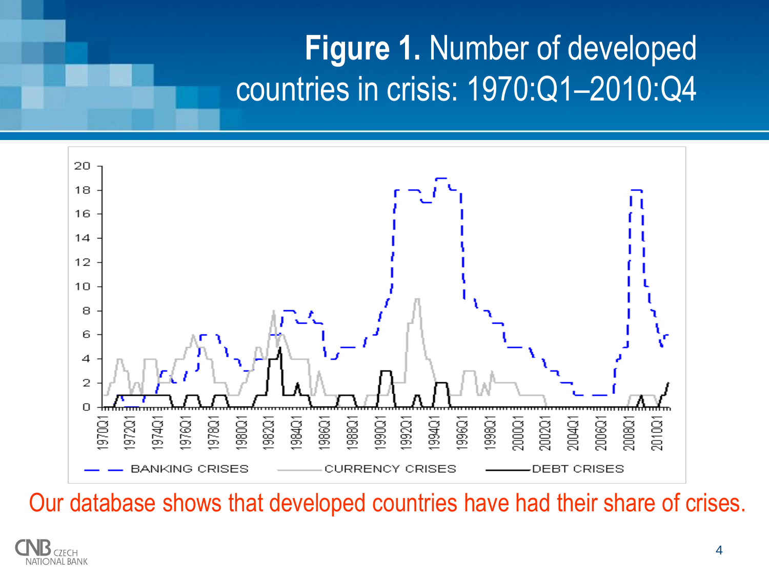# **Figure 1.** Number of developed countries in crisis: 1970:Q1–2010:Q4

Our database shows that developed countries have had their share of crises.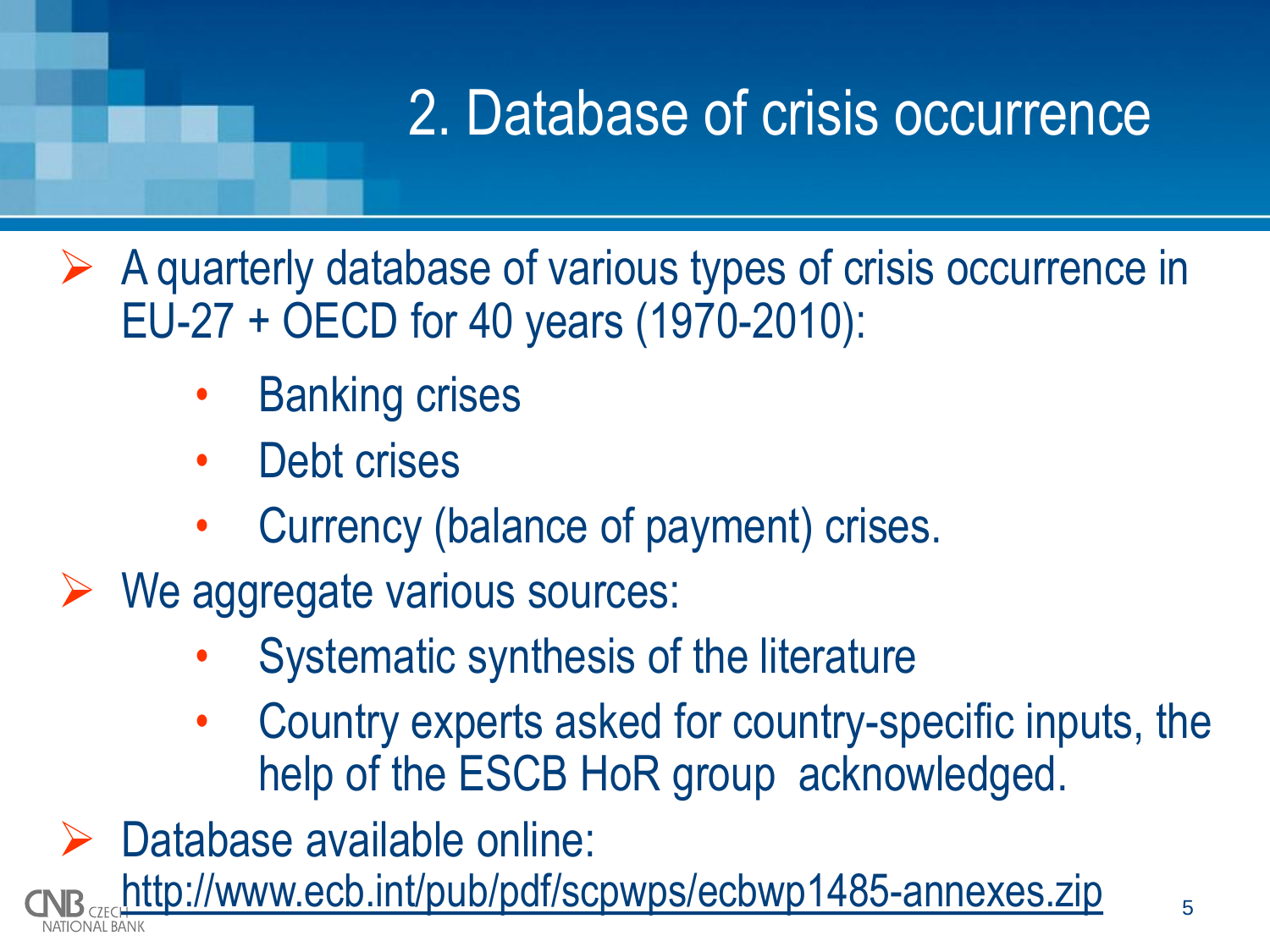# 2. Database of crisis occurrence

- A quarterly database of various types of crisis occurrence in EU-27 + OECD for 40 years (1970-2010):
  - Banking crises
  - Debt crises
  - Currency (balance of payment) crises.
- We aggregate various sources:
  - Systematic synthesis of the literature
  - Country experts asked for country-specific inputs, the help of the ESCB HoR group acknowledged.
- Database available online: http://www.ecb.int/pub/pdf/scpwps/ecbwp1485-annexes.zip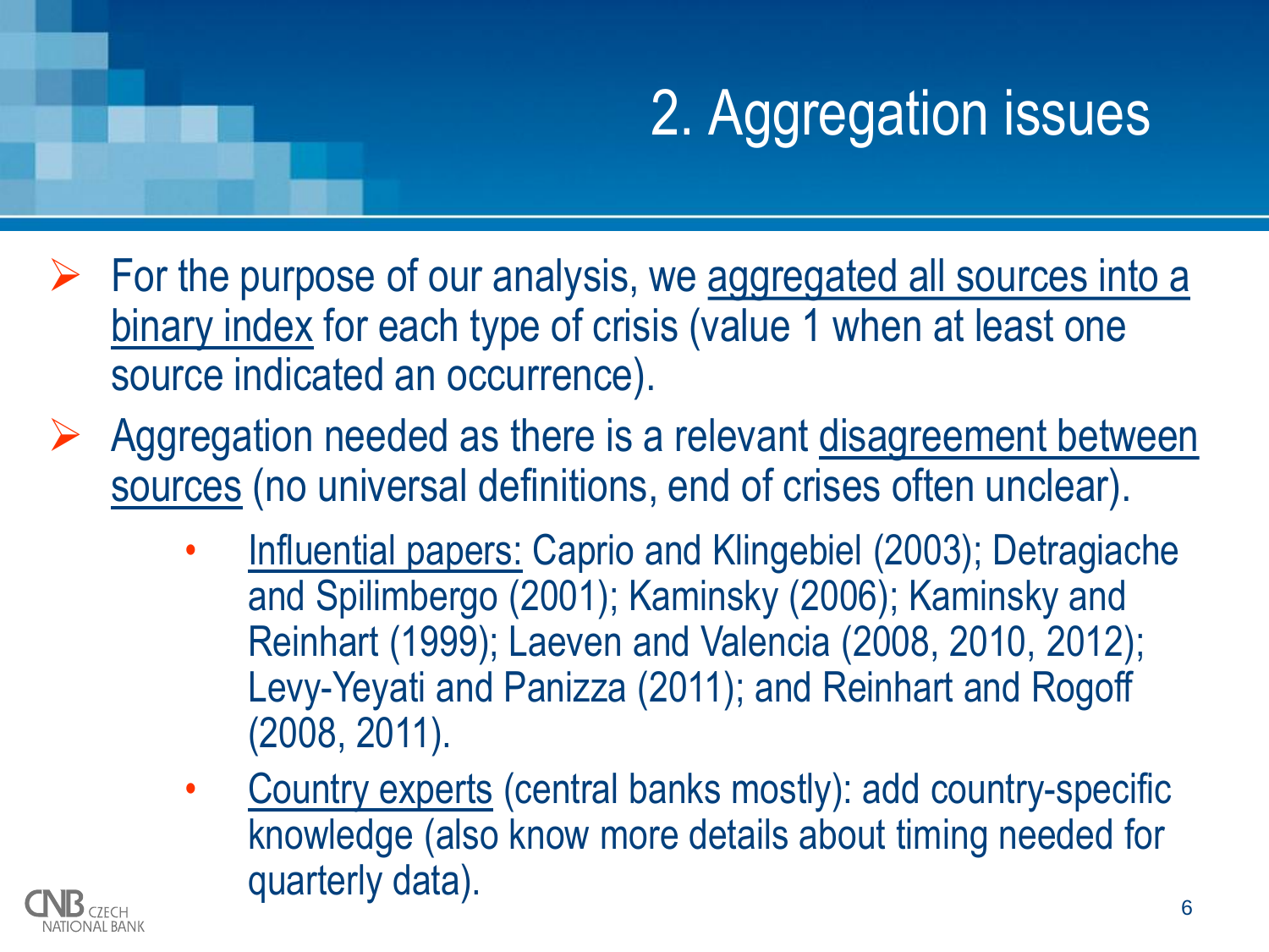# 2. Aggregation issues

- For the purpose of our analysis, we <u>aggregated all sources into a binary index</u> for each type of crisis (value 1 when at least one source indicated an occurrence).
- Aggregation needed as there is a relevant <u>disagreement between sources</u> (no universal definitions, end of crises often unclear).
  - <u>Influential papers:</u> Caprio and Klingebiel (2003); Detragiache and Spilimbergo (2001); Kaminsky (2006); Kaminsky and Reinhart (1999); Laeven and Valencia (2008, 2010, 2012); Levy-Yeyati and Panizza (2011); and Reinhart and Rogoff (2008, 2011).
  - <u>Country experts</u> (central banks mostly): add country-specific knowledge (also know more details about timing needed for quarterly data).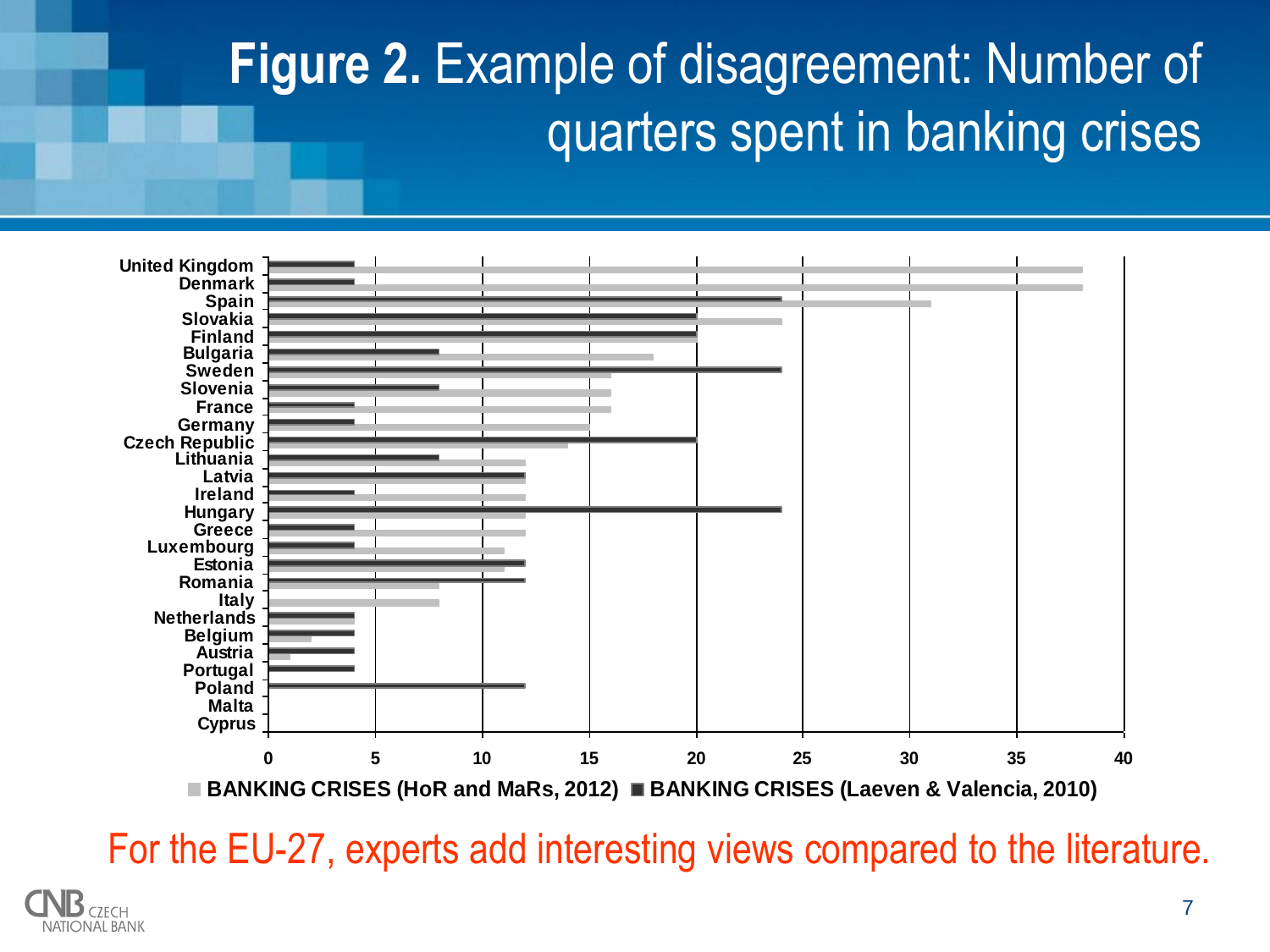# **Figure 2.** Example of disagreement: Number of quarters spent in banking crises

| Country | BANKING CRISES (HoR and MaRs, 2012) | BANKING CRISES (Laeven & Valencia, 2010) |
|---|---|---|
| United Kingdom | 38 | 4 |
| Denmark | 38 | 4 |
| Spain | 31 | 24 |
| Slovakia | 24 | 20 |
| Finland | 20 | 20 |
| Bulgaria | 18 | 8 |
| Sweden | 16 | 24 |
| Slovenia | 16 | 8 |
| France | 16 | 4 |
| Germany | 15 | 4 |
| Czech Republic | 14 | 20 |
| Lithuania | 12 | 8 |
| Latvia | 12 | 12 |
| Ireland | 12 | 4 |
| Hungary | 12 | 24 |
| Greece | 12 | 4 |
| Luxembourg | 11 | 4 |
| Estonia | 11 | 12 |
| Romania | 8 | 12 |
| Italy | 8 | 0 |
| Netherlands | 4 | 4 |
| Belgium | 2 | 4 |
| Austria | 1 | 4 |
| Portugal | 0 | 4 |
| Poland | 0 | 12 |
| Malta | 0 | 0 |
| Cyprus | 0 | 0 |

For the EU-27, experts add interesting views compared to the literature.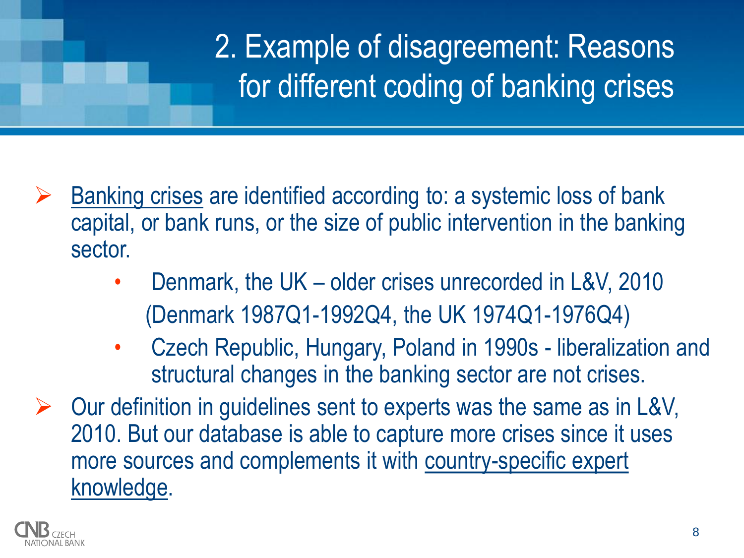# 2. Example of disagreement: Reasons for different coding of banking crises

- Banking crises are identified according to: a systemic loss of bank capital, or bank runs, or the size of public intervention in the banking sector.
  - Denmark, the UK – older crises unrecorded in L&V, 2010 (Denmark 1987Q1-1992Q4, the UK 1974Q1-1976Q4)
  - Czech Republic, Hungary, Poland in 1990s - liberalization and structural changes in the banking sector are not crises.
- Our definition in guidelines sent to experts was the same as in L&V, 2010. But our database is able to capture more crises since it uses more sources and complements it with country-specific expert knowledge.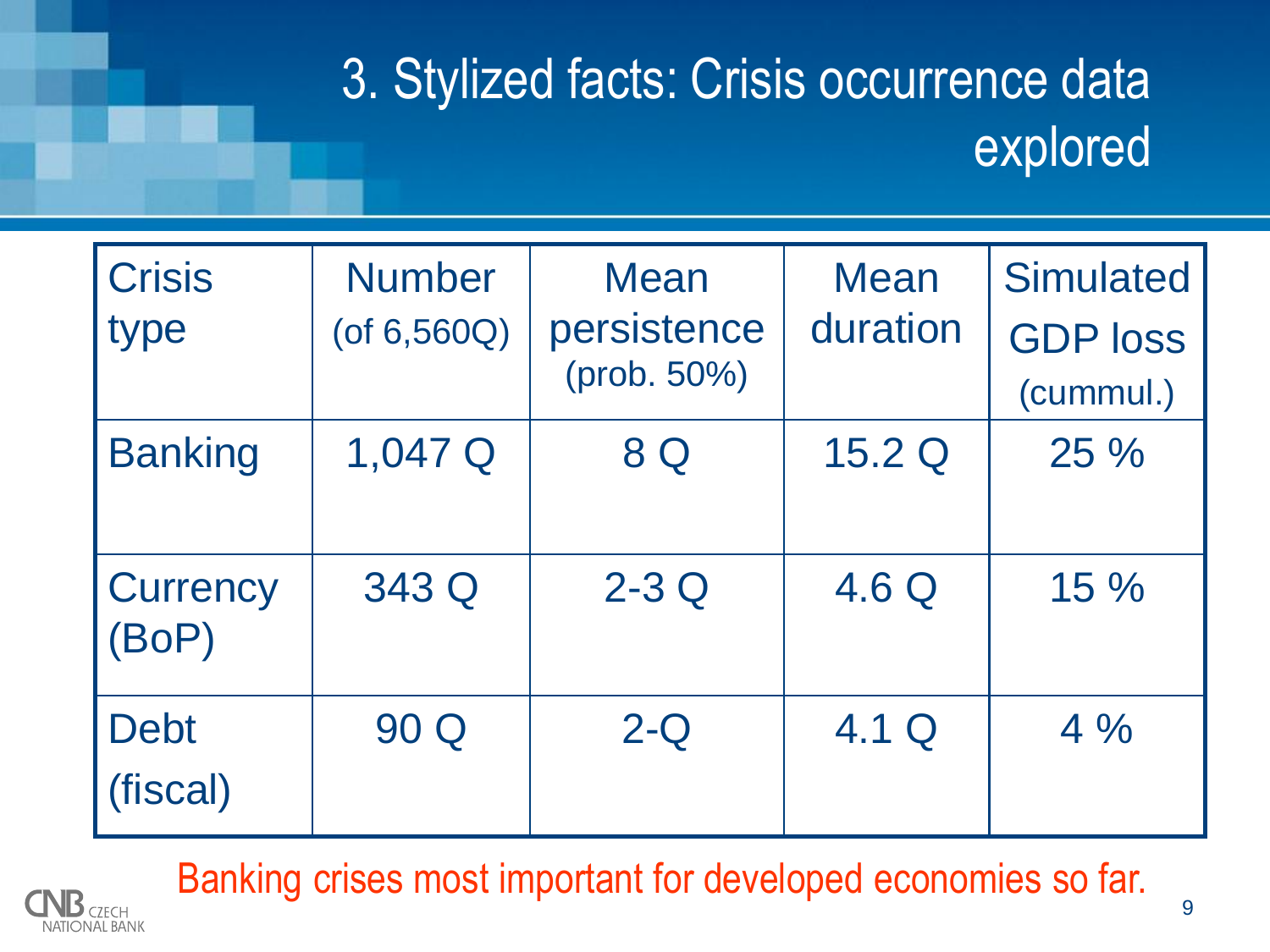# 3. Stylized facts: Crisis occurrence data explored

| Crisis type | Number (of 6,560Q) | Mean persistence (prob. 50%) | Mean duration | Simulated GDP loss (cummul.) |
|---|---|---|---|---|
| Banking | 1,047 Q | 8 Q | 15.2 Q | 25 % |
| Currency (BoP) | 343 Q | 2-3 Q | 4.6 Q | 15 % |
| Debt (fiscal) | 90 Q | 2-Q | 4.1 Q | 4 % |

Banking crises most important for developed economies so far.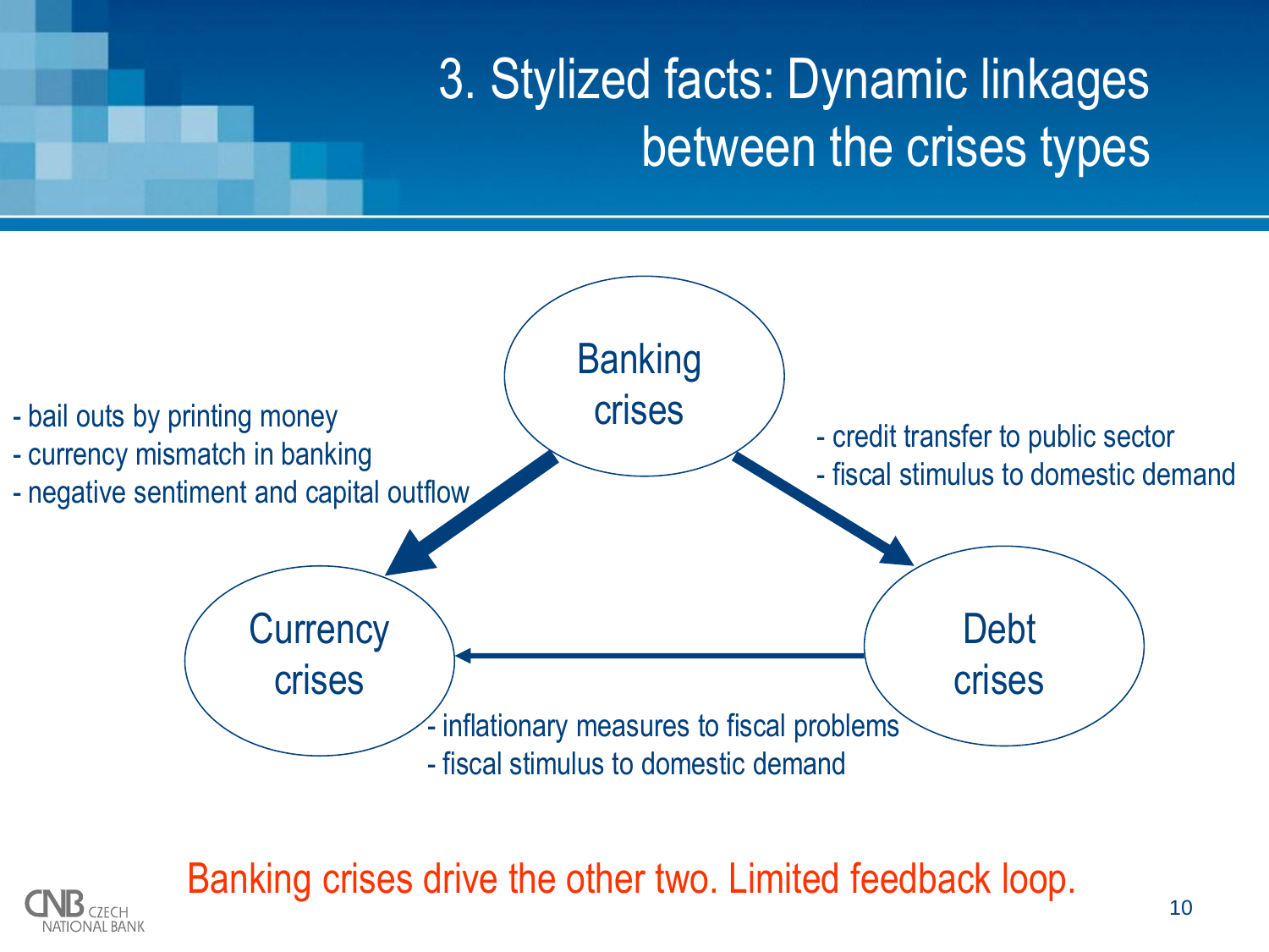# 3. Stylized facts: Dynamic linkages between the crises types

**Banking crises → Currency crises**
- bail outs by printing money
- currency mismatch in banking
- negative sentiment and capital outflow

**Banking crises → Debt crises**
- credit transfer to public sector
- fiscal stimulus to domestic demand

**Debt crises → Currency crises**
- inflationary measures to fiscal problems
- fiscal stimulus to domestic demand

Banking crises drive the other two. Limited feedback loop.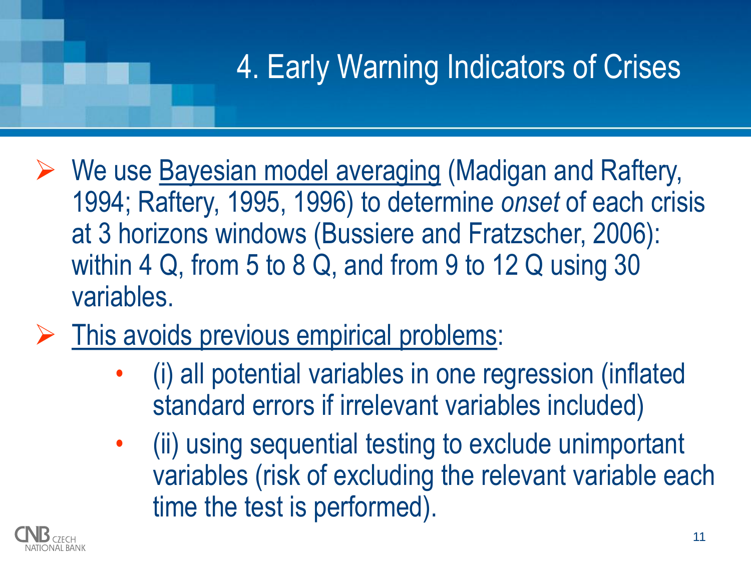# 4. Early Warning Indicators of Crises

- We use <u>Bayesian model averaging</u> (Madigan and Raftery, 1994; Raftery, 1995, 1996) to determine *onset* of each crisis at 3 horizons windows (Bussiere and Fratzscher, 2006): within 4 Q, from 5 to 8 Q, and from 9 to 12 Q using 30 variables.
- <u>This avoids previous empirical problems</u>:
  - (i) all potential variables in one regression (inflated standard errors if irrelevant variables included)
  - (ii) using sequential testing to exclude unimportant variables (risk of excluding the relevant variable each time the test is performed).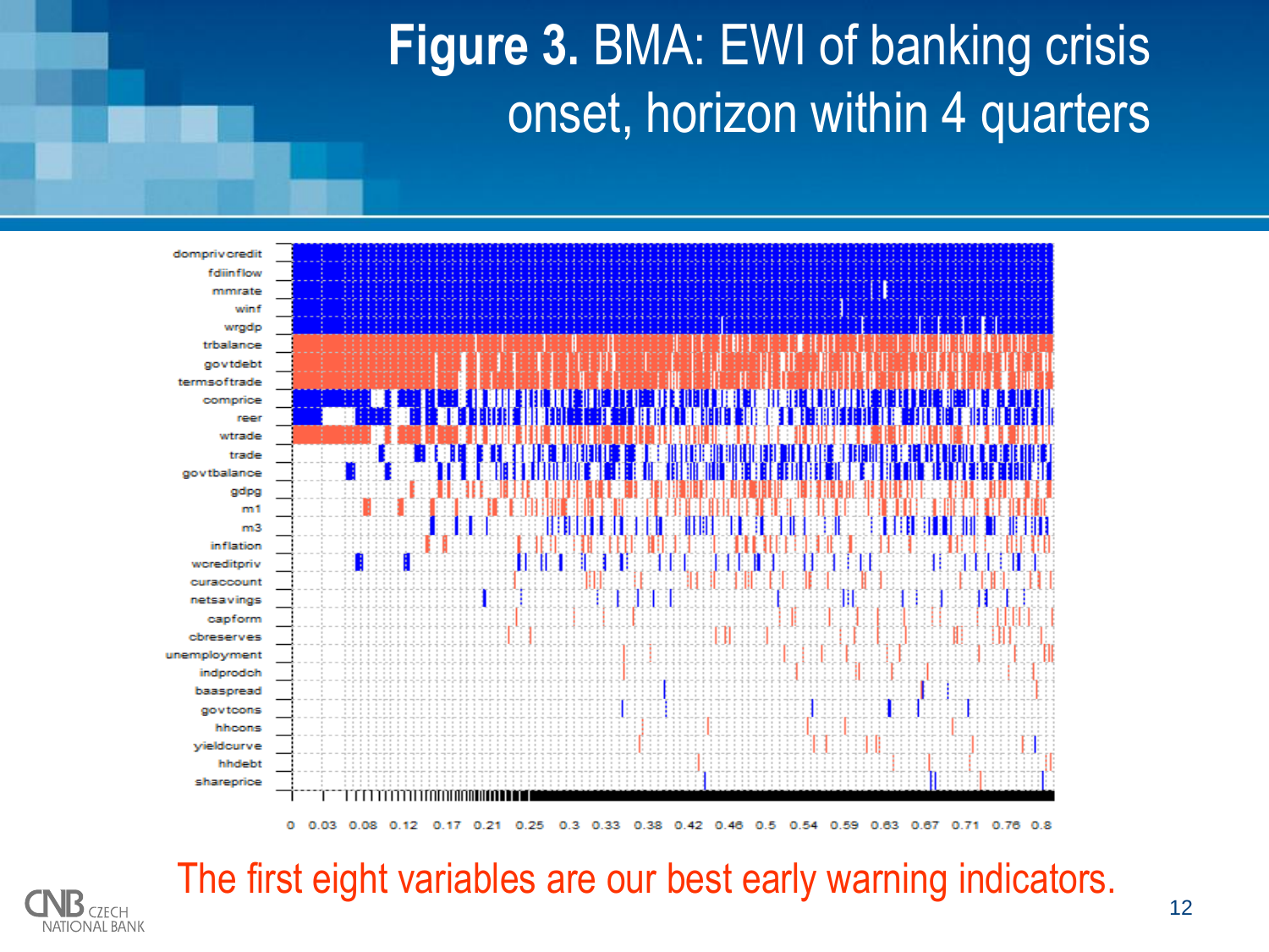# **Figure 3.** BMA: EWI of banking crisis onset, horizon within 4 quarters

The first eight variables are our best early warning indicators.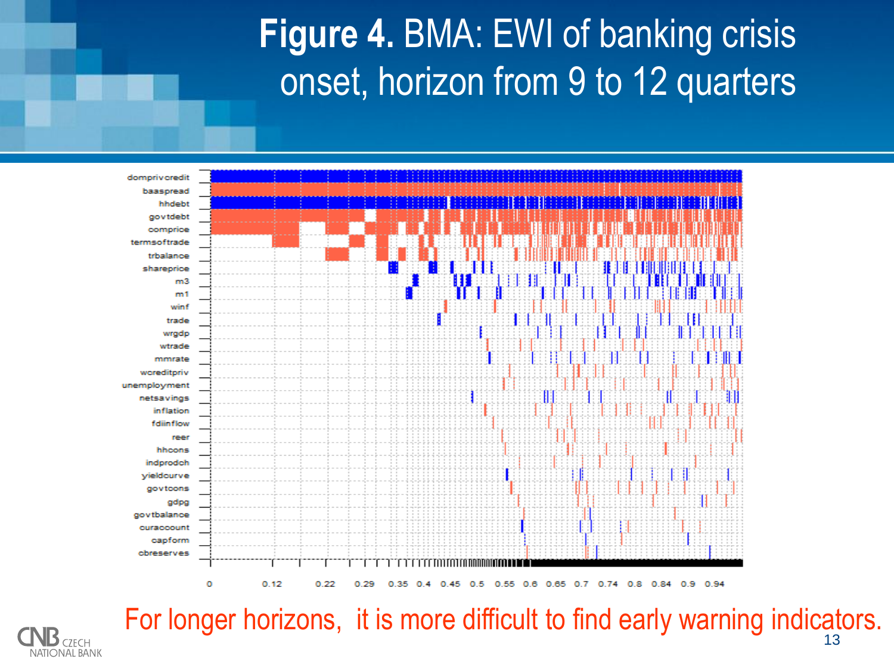# **Figure 4.** BMA: EWI of banking crisis onset, horizon from 9 to 12 quarters

dompriv credit
baaspread
hhdebt
govtdebt
comprice
termsoftrade
trbalance
shareprice
m3
m1
winf
trade
wrgdp
wtrade
mmrate
wcreditpriv
unemployment
netsavings
inflation
fdiinflow
reer
hhcons
indprodch
yieldcurve
govtcons
gdpg
govtbalance
curaccount
capform
cbreserves

0 0.12 0.22 0.29 0.35 0.4 0.45 0.5 0.55 0.6 0.65 0.7 0.74 0.8 0.84 0.9 0.94

For longer horizons, it is more difficult to find early warning indicators.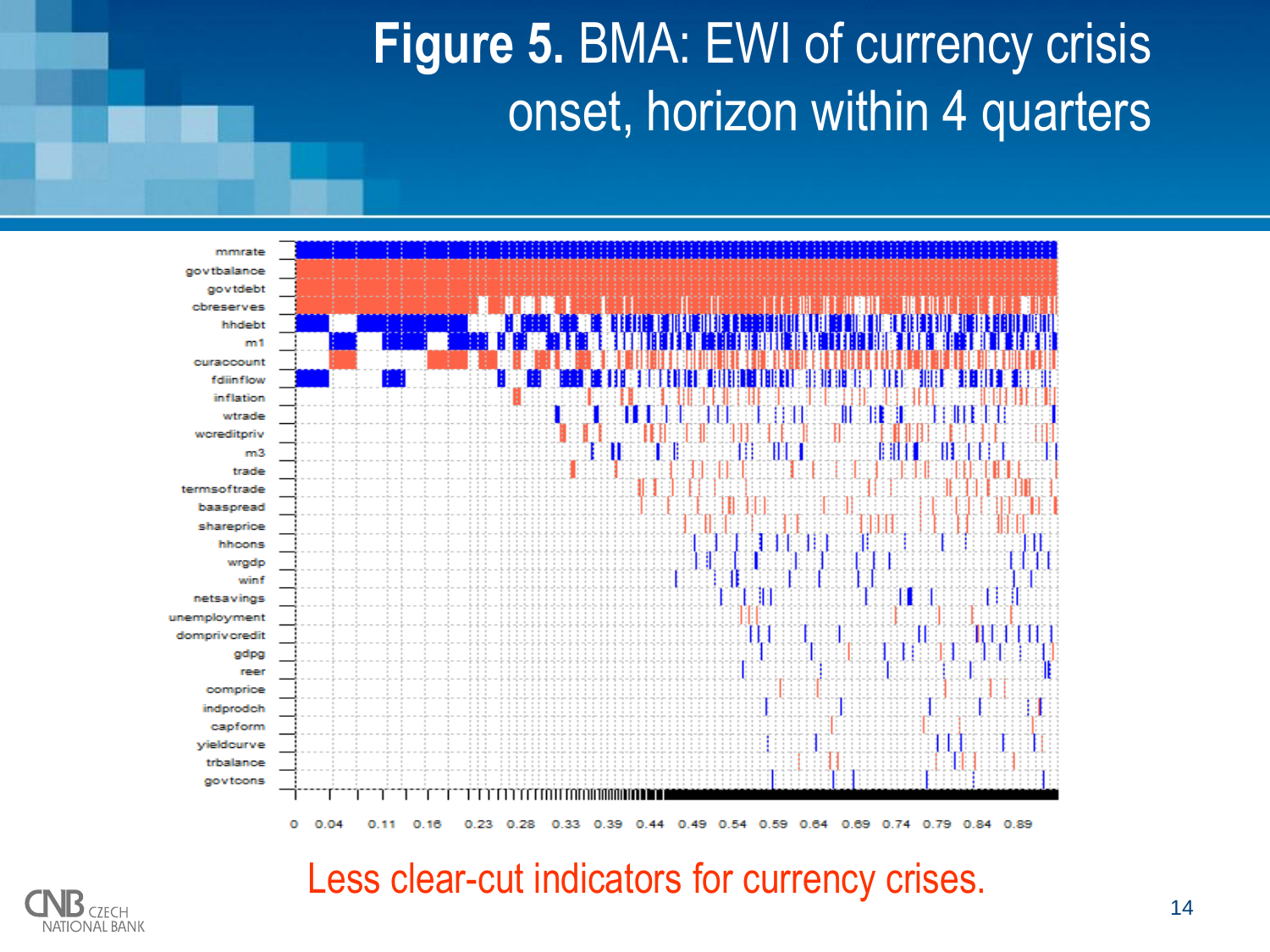# **Figure 5.** BMA: EWI of currency crisis onset, horizon within 4 quarters

mmrate
govtbalance
govtdebt
cbreserves
hhdebt
m1
curaccount
fdiinflow
inflation
wtrade
wcreditpriv
m3
trade
termsoftrade
baaspread
shareprice
hhcons
wrgdp
winf
netsavings
unemployment
dompriv credit
gdpg
reer
comprice
indprodch
capform
yieldcurve
trbalance
govtcons

0 0.04 0.11 0.16 0.23 0.28 0.33 0.39 0.44 0.49 0.54 0.59 0.64 0.69 0.74 0.79 0.84 0.89

Less clear-cut indicators for currency crises.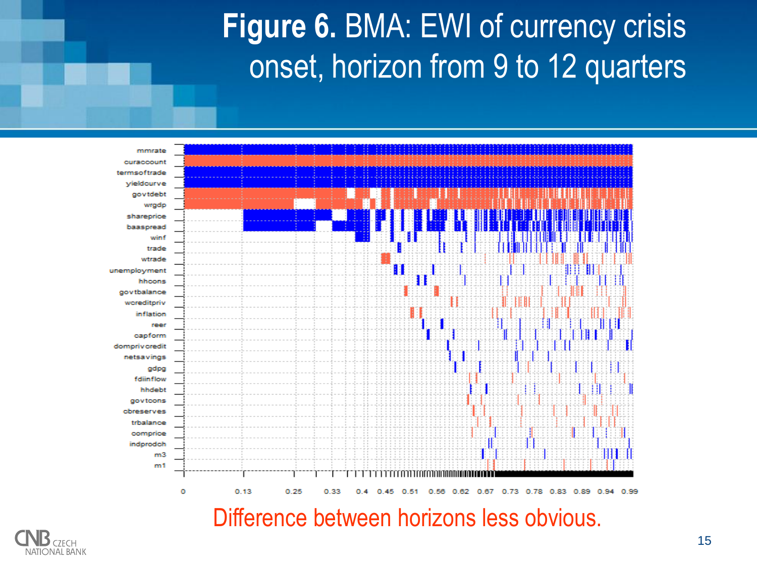# **Figure 6.** BMA: EWI of currency crisis onset, horizon from 9 to 12 quarters

Difference between horizons less obvious.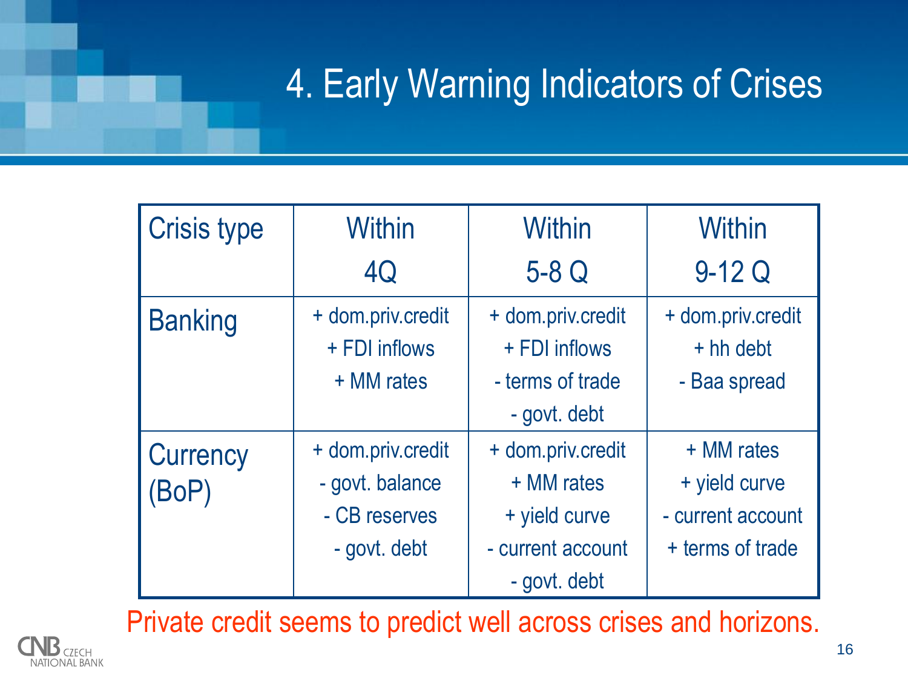# 4. Early Warning Indicators of Crises

| Crisis type | Within 4Q | Within 5-8 Q | Within 9-12 Q |
|---|---|---|---|
| Banking | + dom.priv.credit<br>+ FDI inflows<br>+ MM rates | + dom.priv.credit<br>+ FDI inflows<br>- terms of trade<br>- govt. debt | + dom.priv.credit<br>+ hh debt<br>- Baa spread |
| Currency (BoP) | + dom.priv.credit<br>- govt. balance<br>- CB reserves<br>- govt. debt | + dom.priv.credit<br>+ MM rates<br>+ yield curve<br>- current account<br>- govt. debt | + MM rates<br>+ yield curve<br>- current account<br>+ terms of trade |

Private credit seems to predict well across crises and horizons.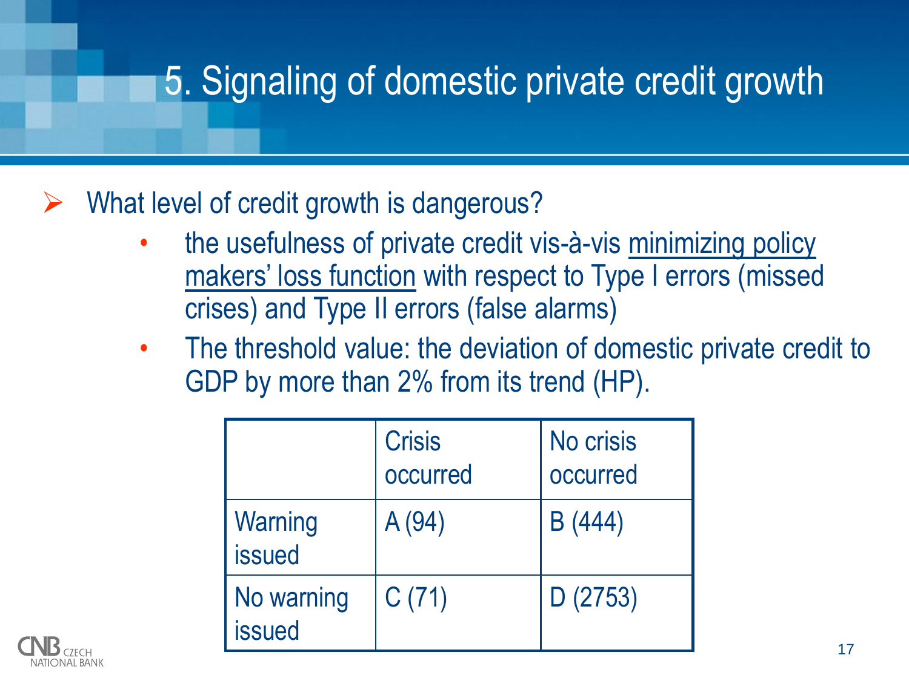# 5. Signaling of domestic private credit growth

- What level of credit growth is dangerous?
  - the usefulness of private credit vis-à-vis <u>minimizing policy makers' loss function</u> with respect to Type I errors (missed crises) and Type II errors (false alarms)
  - The threshold value: the deviation of domestic private credit to GDP by more than 2% from its trend (HP).

| | Crisis occurred | No crisis occurred |
|---|---|---|
| Warning issued | A (94) | B (444) |
| No warning issued | C (71) | D (2753) |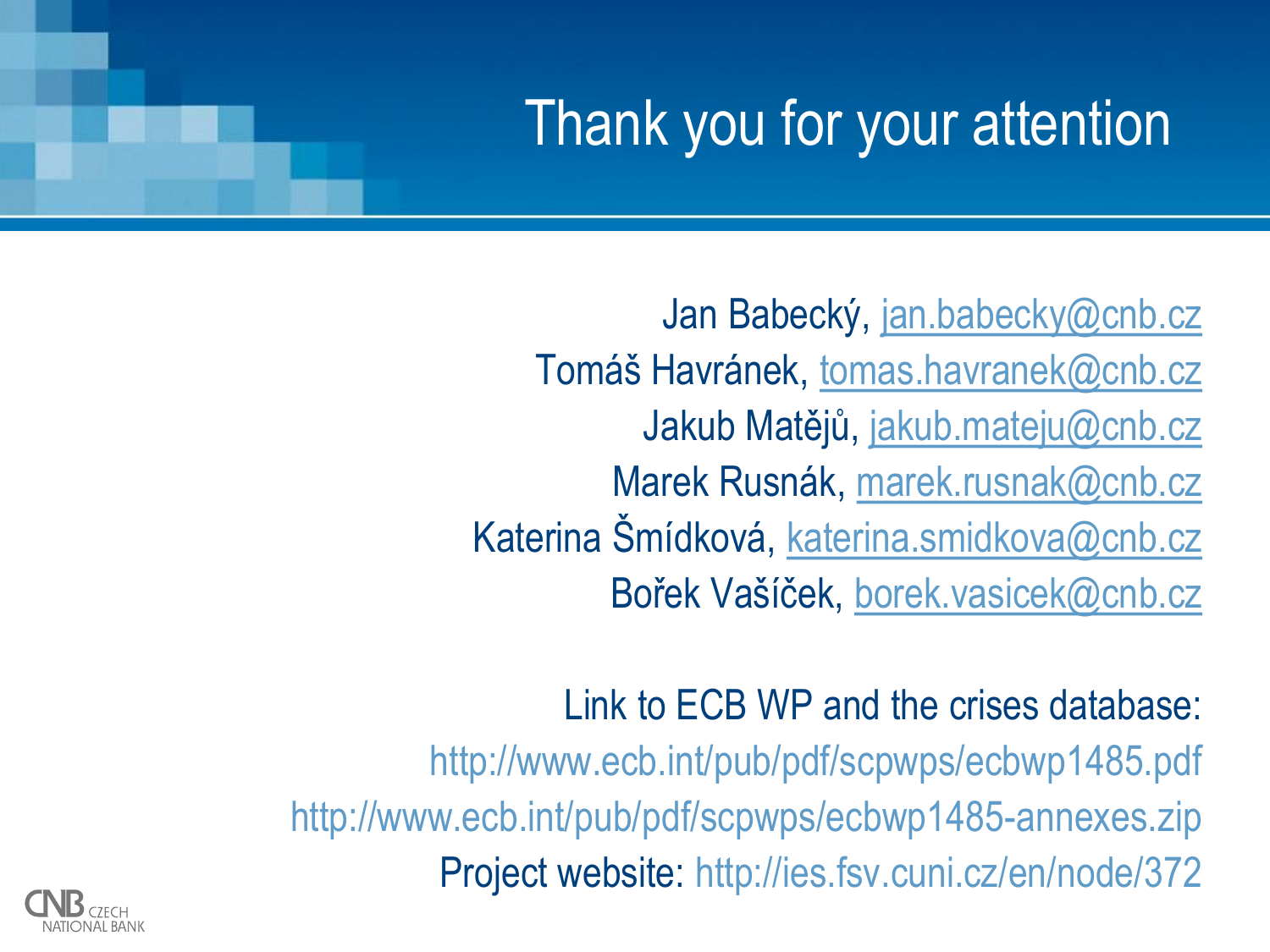# Thank you for your attention

Jan Babecký, jan.babecky@cnb.cz
Tomáš Havránek, tomas.havranek@cnb.cz
Jakub Matějů, jakub.mateju@cnb.cz
Marek Rusnák, marek.rusnak@cnb.cz
Katerina Šmídková, katerina.smidkova@cnb.cz
Bořek Vašíček, borek.vasicek@cnb.cz

Link to ECB WP and the crises database:
http://www.ecb.int/pub/pdf/scpwps/ecbwp1485.pdf
http://www.ecb.int/pub/pdf/scpwps/ecbwp1485-annexes.zip
Project website: http://ies.fsv.cuni.cz/en/node/372

CNB CZECH NATIONAL BANK